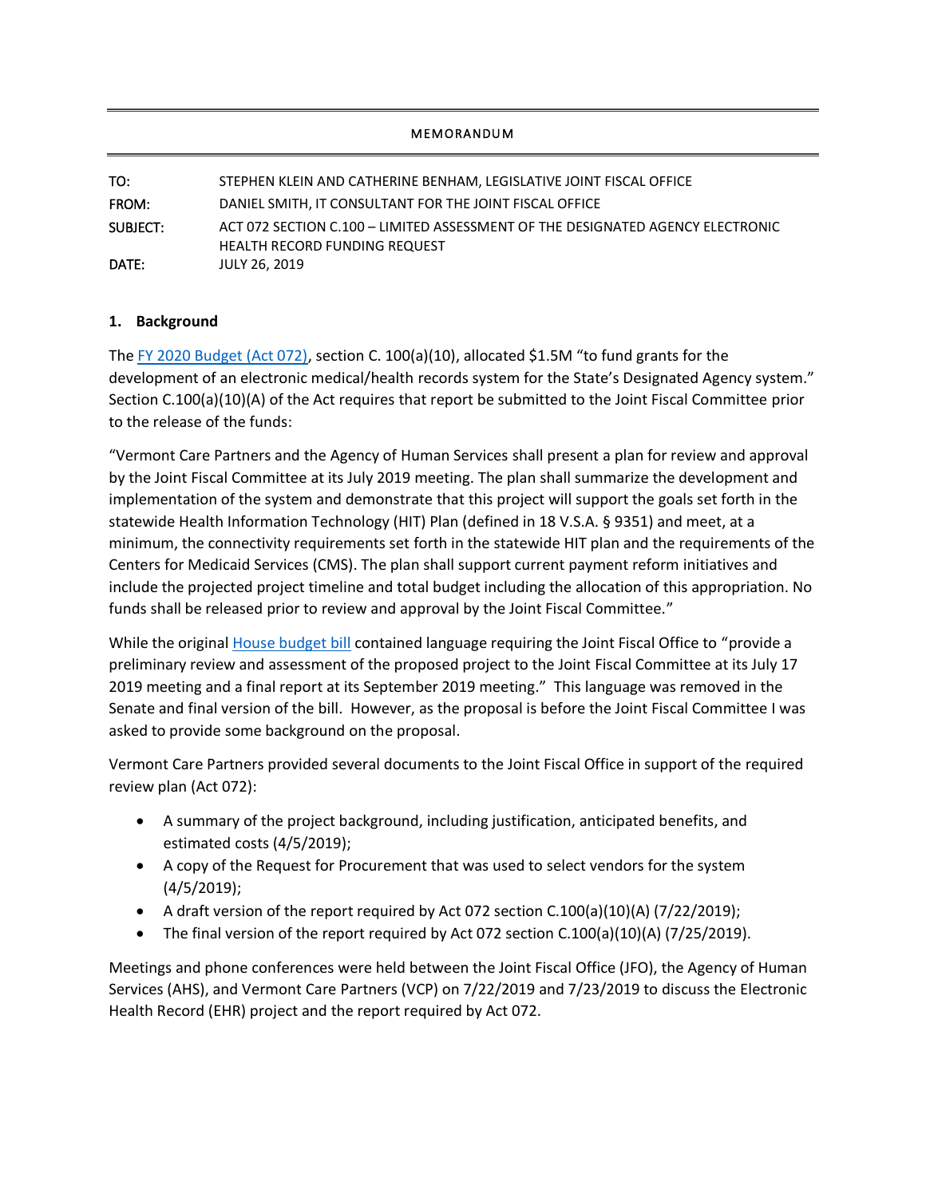MEMORANDUM

TO: STEPHEN KLEIN AND CATHERINE BENHAM, LEGISLATIVE JOINT FISCAL OFFICE
FROM: DANIEL SMITH, IT CONSULTANT FOR THE JOINT FISCAL OFFICE
SUBJECT: ACT 072 SECTION C.100 – LIMITED ASSESSMENT OF THE DESIGNATED AGENCY ELECTRONIC HEALTH RECORD FUNDING REQUEST
DATE: JULY 26, 2019

## 1. Background

The [FY 2020 Budget (Act 072)](), section C. 100(a)(10), allocated $1.5M "to fund grants for the development of an electronic medical/health records system for the State's Designated Agency system." Section C.100(a)(10)(A) of the Act requires that report be submitted to the Joint Fiscal Committee prior to the release of the funds:

"Vermont Care Partners and the Agency of Human Services shall present a plan for review and approval by the Joint Fiscal Committee at its July 2019 meeting. The plan shall summarize the development and implementation of the system and demonstrate that this project will support the goals set forth in the statewide Health Information Technology (HIT) Plan (defined in 18 V.S.A. § 9351) and meet, at a minimum, the connectivity requirements set forth in the statewide HIT plan and the requirements of the Centers for Medicaid Services (CMS). The plan shall support current payment reform initiatives and include the projected project timeline and total budget including the allocation of this appropriation. No funds shall be released prior to review and approval by the Joint Fiscal Committee."

While the original [House budget bill]() contained language requiring the Joint Fiscal Office to "provide a preliminary review and assessment of the proposed project to the Joint Fiscal Committee at its July 17 2019 meeting and a final report at its September 2019 meeting." This language was removed in the Senate and final version of the bill. However, as the proposal is before the Joint Fiscal Committee I was asked to provide some background on the proposal.

Vermont Care Partners provided several documents to the Joint Fiscal Office in support of the required review plan (Act 072):

- A summary of the project background, including justification, anticipated benefits, and estimated costs (4/5/2019);
- A copy of the Request for Procurement that was used to select vendors for the system (4/5/2019);
- A draft version of the report required by Act 072 section C.100(a)(10)(A) (7/22/2019);
- The final version of the report required by Act 072 section C.100(a)(10)(A) (7/25/2019).

Meetings and phone conferences were held between the Joint Fiscal Office (JFO), the Agency of Human Services (AHS), and Vermont Care Partners (VCP) on 7/22/2019 and 7/23/2019 to discuss the Electronic Health Record (EHR) project and the report required by Act 072.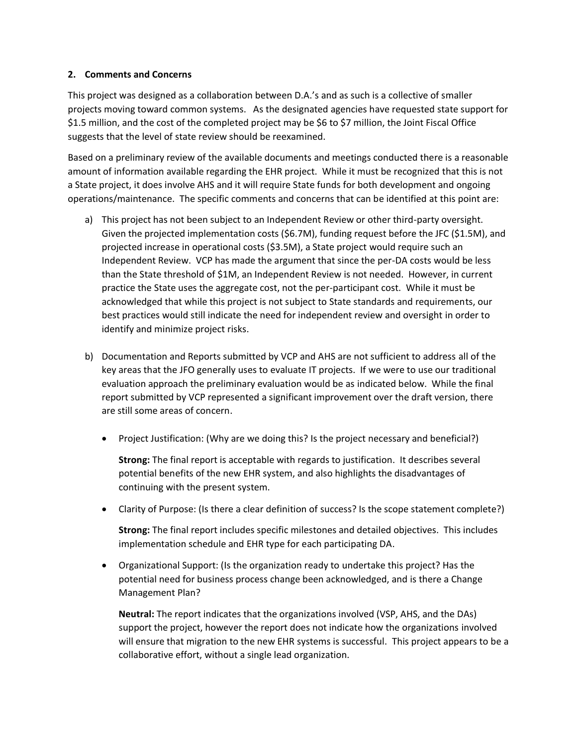**2. Comments and Concerns**

This project was designed as a collaboration between D.A.'s and as such is a collective of smaller projects moving toward common systems. As the designated agencies have requested state support for $1.5 million, and the cost of the completed project may be $6 to $7 million, the Joint Fiscal Office suggests that the level of state review should be reexamined.

Based on a preliminary review of the available documents and meetings conducted there is a reasonable amount of information available regarding the EHR project. While it must be recognized that this is not a State project, it does involve AHS and it will require State funds for both development and ongoing operations/maintenance. The specific comments and concerns that can be identified at this point are:

a) This project has not been subject to an Independent Review or other third-party oversight. Given the projected implementation costs ($6.7M), funding request before the JFC ($1.5M), and projected increase in operational costs ($3.5M), a State project would require such an Independent Review. VCP has made the argument that since the per-DA costs would be less than the State threshold of $1M, an Independent Review is not needed. However, in current practice the State uses the aggregate cost, not the per-participant cost. While it must be acknowledged that while this project is not subject to State standards and requirements, our best practices would still indicate the need for independent review and oversight in order to identify and minimize project risks.

b) Documentation and Reports submitted by VCP and AHS are not sufficient to address all of the key areas that the JFO generally uses to evaluate IT projects. If we were to use our traditional evaluation approach the preliminary evaluation would be as indicated below. While the final report submitted by VCP represented a significant improvement over the draft version, there are still some areas of concern.

   - Project Justification: (Why are we doing this? Is the project necessary and beneficial?)

     **Strong:** The final report is acceptable with regards to justification. It describes several potential benefits of the new EHR system, and also highlights the disadvantages of continuing with the present system.

   - Clarity of Purpose: (Is there a clear definition of success? Is the scope statement complete?)

     **Strong:** The final report includes specific milestones and detailed objectives. This includes implementation schedule and EHR type for each participating DA.

   - Organizational Support: (Is the organization ready to undertake this project? Has the potential need for business process change been acknowledged, and is there a Change Management Plan?

     **Neutral:** The report indicates that the organizations involved (VSP, AHS, and the DAs) support the project, however the report does not indicate how the organizations involved will ensure that migration to the new EHR systems is successful. This project appears to be a collaborative effort, without a single lead organization.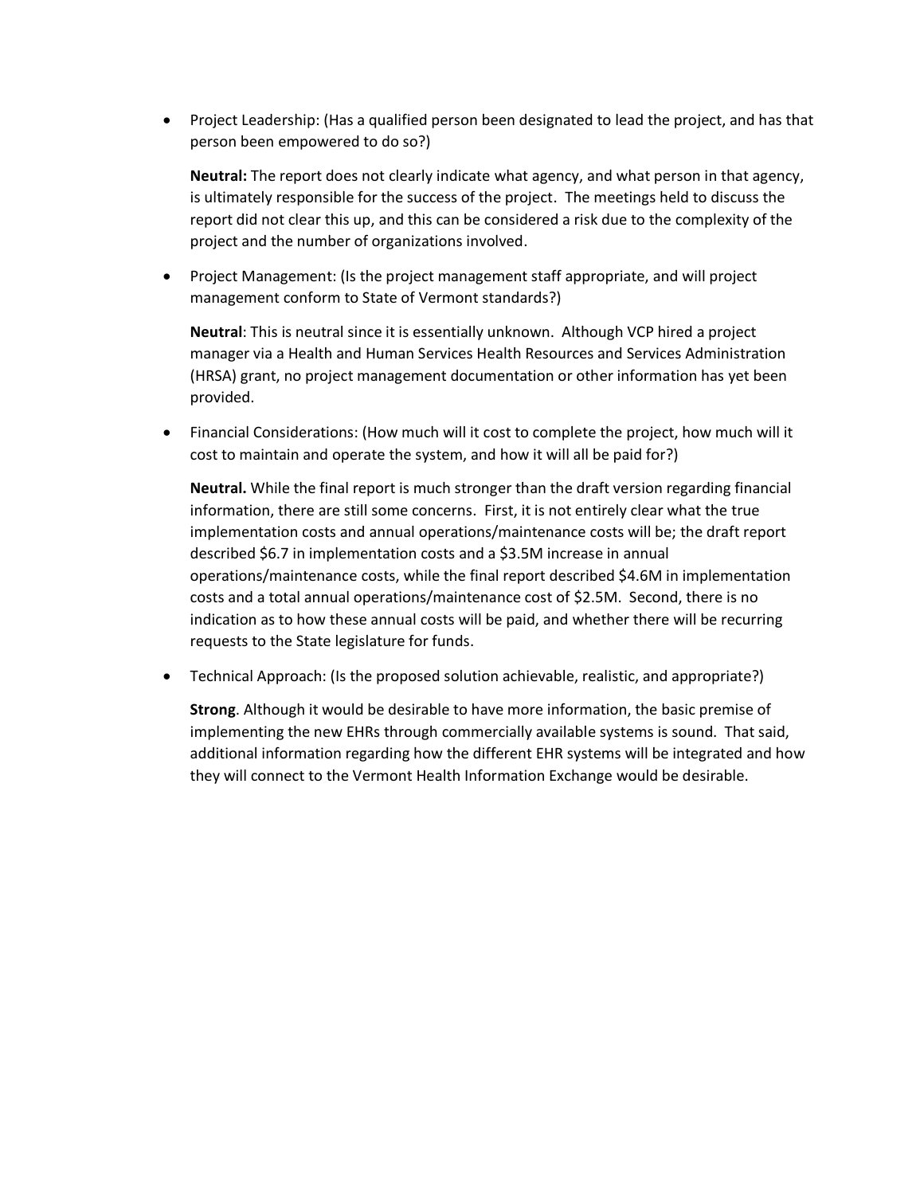- Project Leadership: (Has a qualified person been designated to lead the project, and has that person been empowered to do so?)

  **Neutral:** The report does not clearly indicate what agency, and what person in that agency, is ultimately responsible for the success of the project. The meetings held to discuss the report did not clear this up, and this can be considered a risk due to the complexity of the project and the number of organizations involved.

- Project Management: (Is the project management staff appropriate, and will project management conform to State of Vermont standards?)

  **Neutral**: This is neutral since it is essentially unknown. Although VCP hired a project manager via a Health and Human Services Health Resources and Services Administration (HRSA) grant, no project management documentation or other information has yet been provided.

- Financial Considerations: (How much will it cost to complete the project, how much will it cost to maintain and operate the system, and how it will all be paid for?)

  **Neutral.** While the final report is much stronger than the draft version regarding financial information, there are still some concerns. First, it is not entirely clear what the true implementation costs and annual operations/maintenance costs will be; the draft report described $6.7 in implementation costs and a $3.5M increase in annual operations/maintenance costs, while the final report described $4.6M in implementation costs and a total annual operations/maintenance cost of $2.5M. Second, there is no indication as to how these annual costs will be paid, and whether there will be recurring requests to the State legislature for funds.

- Technical Approach: (Is the proposed solution achievable, realistic, and appropriate?)

  **Strong**. Although it would be desirable to have more information, the basic premise of implementing the new EHRs through commercially available systems is sound. That said, additional information regarding how the different EHR systems will be integrated and how they will connect to the Vermont Health Information Exchange would be desirable.